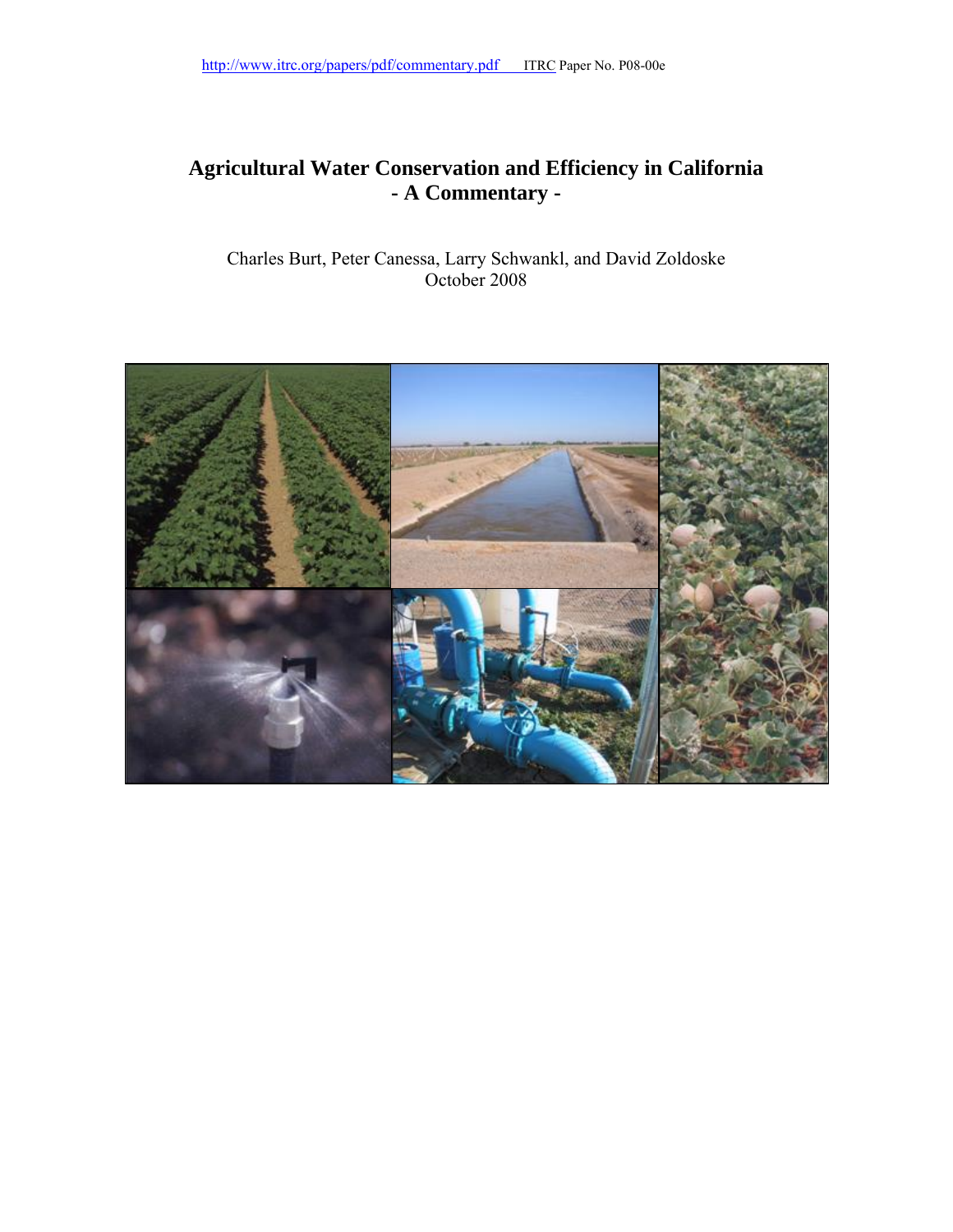http://www.itrc.org/papers/pdf/commentary.pdf ITRC Paper No. P08-00e

# Agricultural Water Conservation and Efficiency in California
## - A Commentary -

Charles Burt, Peter Canessa, Larry Schwankl, and David Zoldoske
October 2008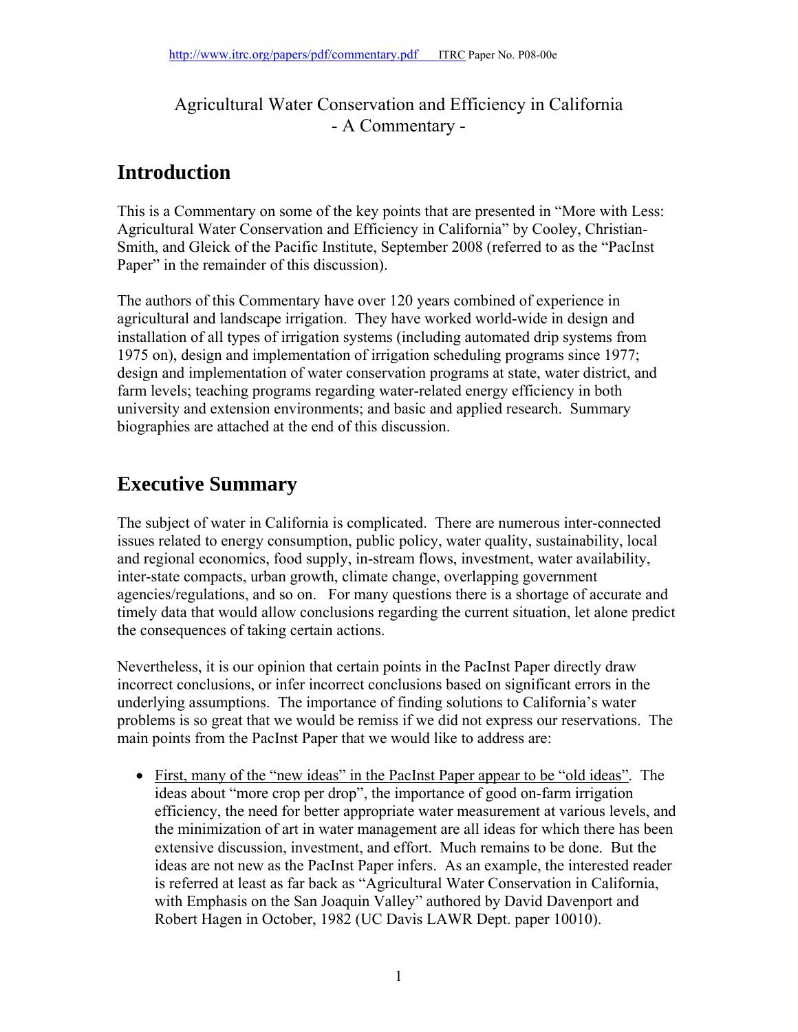Agricultural Water Conservation and Efficiency in California
- A Commentary -

# Introduction

This is a Commentary on some of the key points that are presented in "More with Less: Agricultural Water Conservation and Efficiency in California" by Cooley, Christian-Smith, and Gleick of the Pacific Institute, September 2008 (referred to as the "PacInst Paper" in the remainder of this discussion).

The authors of this Commentary have over 120 years combined of experience in agricultural and landscape irrigation. They have worked world-wide in design and installation of all types of irrigation systems (including automated drip systems from 1975 on), design and implementation of irrigation scheduling programs since 1977; design and implementation of water conservation programs at state, water district, and farm levels; teaching programs regarding water-related energy efficiency in both university and extension environments; and basic and applied research. Summary biographies are attached at the end of this discussion.

# Executive Summary

The subject of water in California is complicated. There are numerous inter-connected issues related to energy consumption, public policy, water quality, sustainability, local and regional economics, food supply, in-stream flows, investment, water availability, inter-state compacts, urban growth, climate change, overlapping government agencies/regulations, and so on. For many questions there is a shortage of accurate and timely data that would allow conclusions regarding the current situation, let alone predict the consequences of taking certain actions.

Nevertheless, it is our opinion that certain points in the PacInst Paper directly draw incorrect conclusions, or infer incorrect conclusions based on significant errors in the underlying assumptions. The importance of finding solutions to California's water problems is so great that we would be remiss if we did not express our reservations. The main points from the PacInst Paper that we would like to address are:

- First, many of the "new ideas" in the PacInst Paper appear to be "old ideas". The ideas about "more crop per drop", the importance of good on-farm irrigation efficiency, the need for better appropriate water measurement at various levels, and the minimization of art in water management are all ideas for which there has been extensive discussion, investment, and effort. Much remains to be done. But the ideas are not new as the PacInst Paper infers. As an example, the interested reader is referred at least as far back as "Agricultural Water Conservation in California, with Emphasis on the San Joaquin Valley" authored by David Davenport and Robert Hagen in October, 1982 (UC Davis LAWR Dept. paper 10010).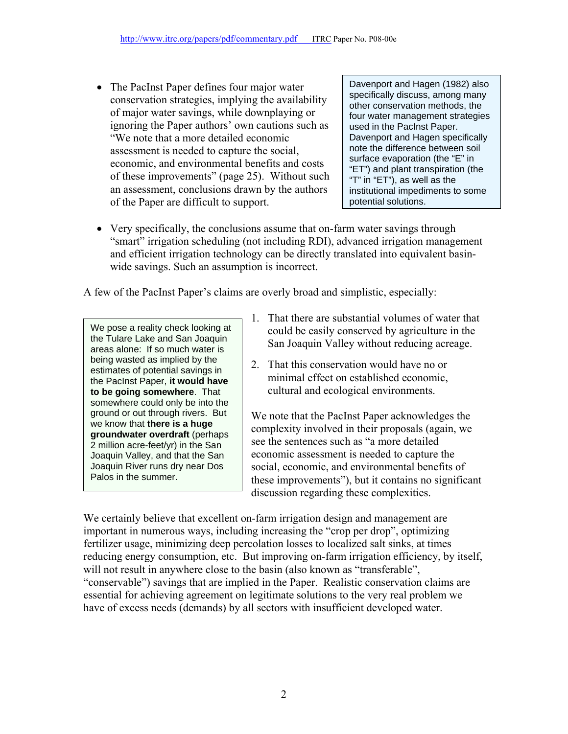- The PacInst Paper defines four major water conservation strategies, implying the availability of major water savings, while downplaying or ignoring the Paper authors' own cautions such as "We note that a more detailed economic assessment is needed to capture the social, economic, and environmental benefits and costs of these improvements" (page 25). Without such an assessment, conclusions drawn by the authors of the Paper are difficult to support.

> Davenport and Hagen (1982) also specifically discuss, among many other conservation methods, the four water management strategies used in the PacInst Paper. Davenport and Hagen specifically note the difference between soil surface evaporation (the "E" in "ET") and plant transpiration (the "T" in "ET"), as well as the institutional impediments to some potential solutions.

- Very specifically, the conclusions assume that on-farm water savings through "smart" irrigation scheduling (not including RDI), advanced irrigation management and efficient irrigation technology can be directly translated into equivalent basin-wide savings. Such an assumption is incorrect.

A few of the PacInst Paper's claims are overly broad and simplistic, especially:

1. That there are substantial volumes of water that could be easily conserved by agriculture in the San Joaquin Valley without reducing acreage.
2. That this conservation would have no or minimal effect on established economic, cultural and ecological environments.

> We pose a reality check looking at the Tulare Lake and San Joaquin areas alone: If so much water is being wasted as implied by the estimates of potential savings in the PacInst Paper, **it would have to be going somewhere**. That somewhere could only be into the ground or out through rivers. But we know that **there is a huge groundwater overdraft** (perhaps 2 million acre-feet/yr) in the San Joaquin Valley, and that the San Joaquin River runs dry near Dos Palos in the summer.

We note that the PacInst Paper acknowledges the complexity involved in their proposals (again, we see the sentences such as "a more detailed economic assessment is needed to capture the social, economic, and environmental benefits of these improvements"), but it contains no significant discussion regarding these complexities.

We certainly believe that excellent on-farm irrigation design and management are important in numerous ways, including increasing the "crop per drop", optimizing fertilizer usage, minimizing deep percolation losses to localized salt sinks, at times reducing energy consumption, etc. But improving on-farm irrigation efficiency, by itself, will not result in anywhere close to the basin (also known as "transferable", "conservable") savings that are implied in the Paper. Realistic conservation claims are essential for achieving agreement on legitimate solutions to the very real problem we have of excess needs (demands) by all sectors with insufficient developed water.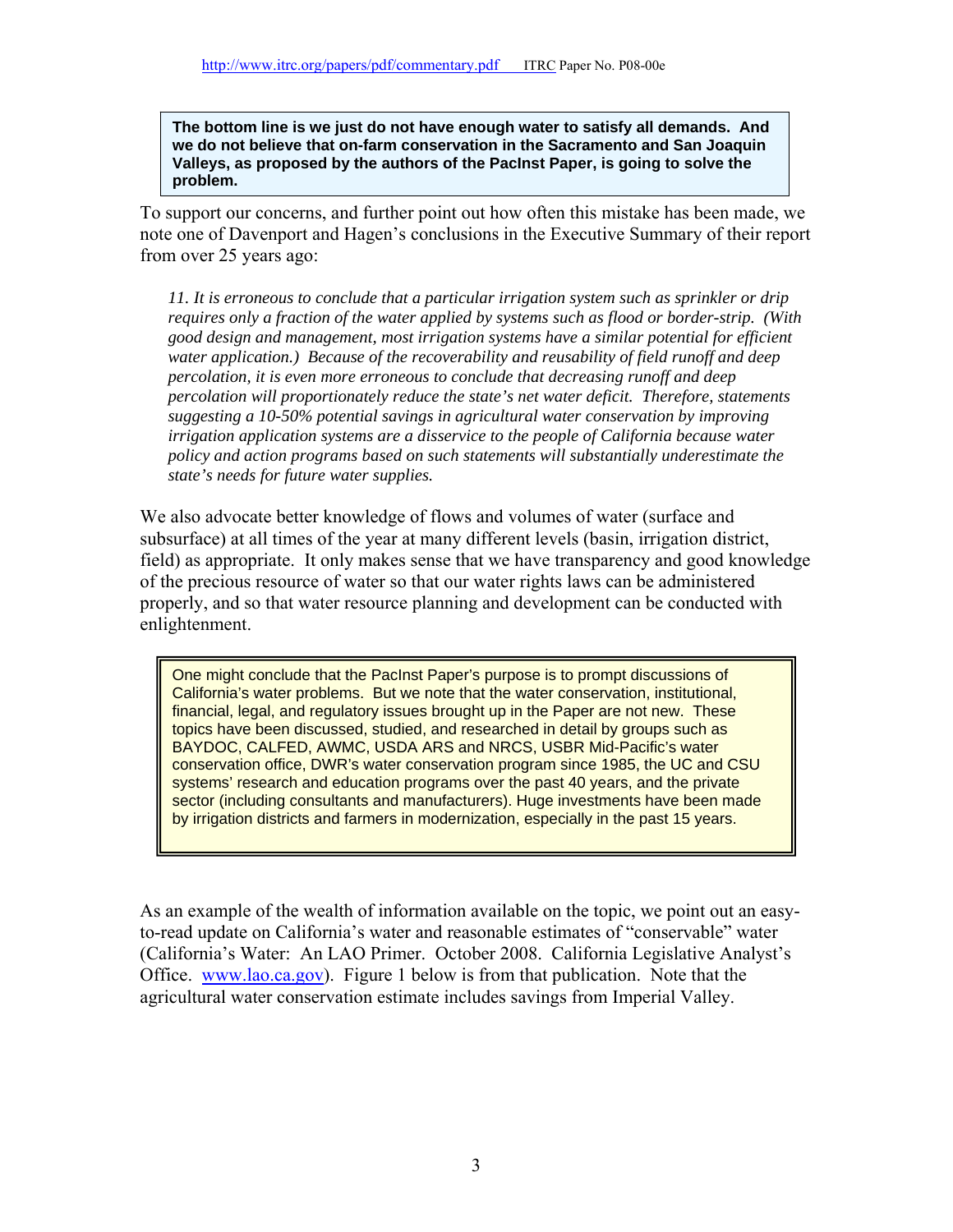**The bottom line is we just do not have enough water to satisfy all demands. And we do not believe that on-farm conservation in the Sacramento and San Joaquin Valleys, as proposed by the authors of the PacInst Paper, is going to solve the problem.**

To support our concerns, and further point out how often this mistake has been made, we note one of Davenport and Hagen's conclusions in the Executive Summary of their report from over 25 years ago:

> *11. It is erroneous to conclude that a particular irrigation system such as sprinkler or drip requires only a fraction of the water applied by systems such as flood or border-strip. (With good design and management, most irrigation systems have a similar potential for efficient water application.) Because of the recoverability and reusability of field runoff and deep percolation, it is even more erroneous to conclude that decreasing runoff and deep percolation will proportionately reduce the state's net water deficit. Therefore, statements suggesting a 10-50% potential savings in agricultural water conservation by improving irrigation application systems are a disservice to the people of California because water policy and action programs based on such statements will substantially underestimate the state's needs for future water supplies.*

We also advocate better knowledge of flows and volumes of water (surface and subsurface) at all times of the year at many different levels (basin, irrigation district, field) as appropriate. It only makes sense that we have transparency and good knowledge of the precious resource of water so that our water rights laws can be administered properly, and so that water resource planning and development can be conducted with enlightenment.

> One might conclude that the PacInst Paper's purpose is to prompt discussions of California's water problems. But we note that the water conservation, institutional, financial, legal, and regulatory issues brought up in the Paper are not new. These topics have been discussed, studied, and researched in detail by groups such as BAYDOC, CALFED, AWMC, USDA ARS and NRCS, USBR Mid-Pacific's water conservation office, DWR's water conservation program since 1985, the UC and CSU systems' research and education programs over the past 40 years, and the private sector (including consultants and manufacturers). Huge investments have been made by irrigation districts and farmers in modernization, especially in the past 15 years.

As an example of the wealth of information available on the topic, we point out an easy-to-read update on California's water and reasonable estimates of "conservable" water (California's Water: An LAO Primer. October 2008. California Legislative Analyst's Office. www.lao.ca.gov). Figure 1 below is from that publication. Note that the agricultural water conservation estimate includes savings from Imperial Valley.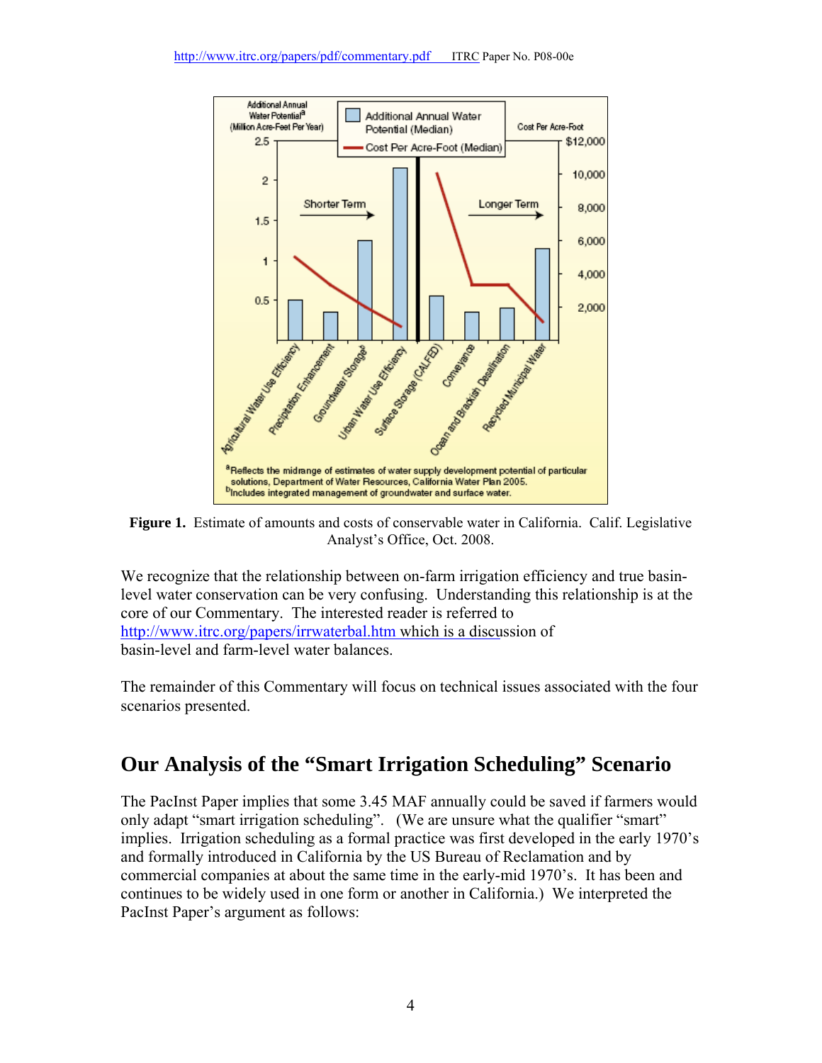Figure 1. Estimate of amounts and costs of conservable water in California. Calif. Legislative Analyst's Office, Oct. 2008.

We recognize that the relationship between on-farm irrigation efficiency and true basin-level water conservation can be very confusing. Understanding this relationship is at the core of our Commentary. The interested reader is referred to http://www.itrc.org/papers/irrwaterbal.htm which is a discussion of basin-level and farm-level water balances.

The remainder of this Commentary will focus on technical issues associated with the four scenarios presented.

## Our Analysis of the "Smart Irrigation Scheduling" Scenario

The PacInst Paper implies that some 3.45 MAF annually could be saved if farmers would only adapt "smart irrigation scheduling". (We are unsure what the qualifier "smart" implies. Irrigation scheduling as a formal practice was first developed in the early 1970's and formally introduced in California by the US Bureau of Reclamation and by commercial companies at about the same time in the early-mid 1970's. It has been and continues to be widely used in one form or another in California.) We interpreted the PacInst Paper's argument as follows: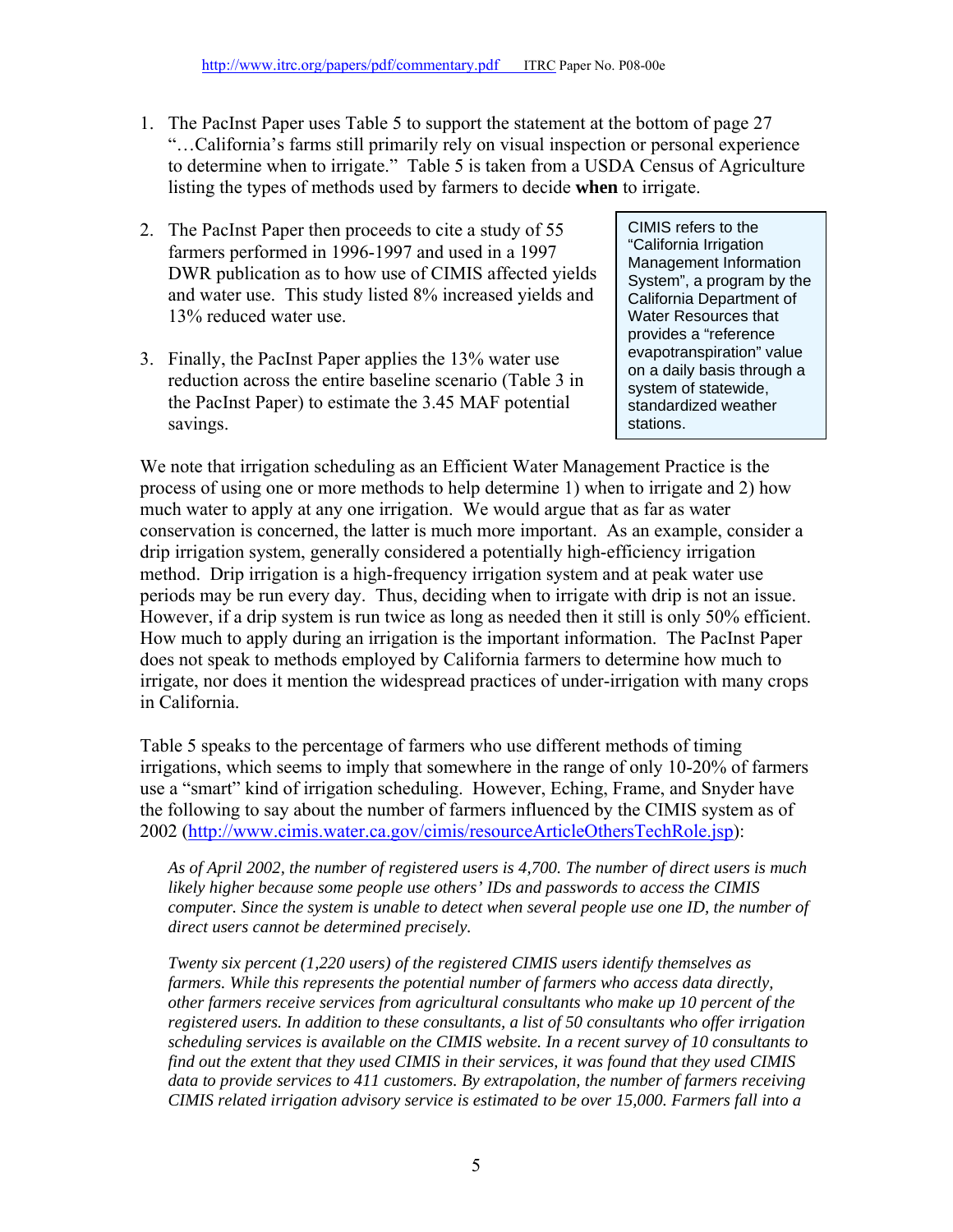1. The PacInst Paper uses Table 5 to support the statement at the bottom of page 27 "…California's farms still primarily rely on visual inspection or personal experience to determine when to irrigate." Table 5 is taken from a USDA Census of Agriculture listing the types of methods used by farmers to decide **when** to irrigate.

2. The PacInst Paper then proceeds to cite a study of 55 farmers performed in 1996-1997 and used in a 1997 DWR publication as to how use of CIMIS affected yields and water use. This study listed 8% increased yields and 13% reduced water use.

3. Finally, the PacInst Paper applies the 13% water use reduction across the entire baseline scenario (Table 3 in the PacInst Paper) to estimate the 3.45 MAF potential savings.

> CIMIS refers to the "California Irrigation Management Information System", a program by the California Department of Water Resources that provides a "reference evapotranspiration" value on a daily basis through a system of statewide, standardized weather stations.

We note that irrigation scheduling as an Efficient Water Management Practice is the process of using one or more methods to help determine 1) when to irrigate and 2) how much water to apply at any one irrigation. We would argue that as far as water conservation is concerned, the latter is much more important. As an example, consider a drip irrigation system, generally considered a potentially high-efficiency irrigation method. Drip irrigation is a high-frequency irrigation system and at peak water use periods may be run every day. Thus, deciding when to irrigate with drip is not an issue. However, if a drip system is run twice as long as needed then it still is only 50% efficient. How much to apply during an irrigation is the important information. The PacInst Paper does not speak to methods employed by California farmers to determine how much to irrigate, nor does it mention the widespread practices of under-irrigation with many crops in California.

Table 5 speaks to the percentage of farmers who use different methods of timing irrigations, which seems to imply that somewhere in the range of only 10-20% of farmers use a "smart" kind of irrigation scheduling. However, Eching, Frame, and Snyder have the following to say about the number of farmers influenced by the CIMIS system as of 2002 (http://www.cimis.water.ca.gov/cimis/resourceArticleOthersTechRole.jsp):

> *As of April 2002, the number of registered users is 4,700. The number of direct users is much likely higher because some people use others' IDs and passwords to access the CIMIS computer. Since the system is unable to detect when several people use one ID, the number of direct users cannot be determined precisely.*
>
> *Twenty six percent (1,220 users) of the registered CIMIS users identify themselves as farmers. While this represents the potential number of farmers who access data directly, other farmers receive services from agricultural consultants who make up 10 percent of the registered users. In addition to these consultants, a list of 50 consultants who offer irrigation scheduling services is available on the CIMIS website. In a recent survey of 10 consultants to find out the extent that they used CIMIS in their services, it was found that they used CIMIS data to provide services to 411 customers. By extrapolation, the number of farmers receiving CIMIS related irrigation advisory service is estimated to be over 15,000. Farmers fall into a*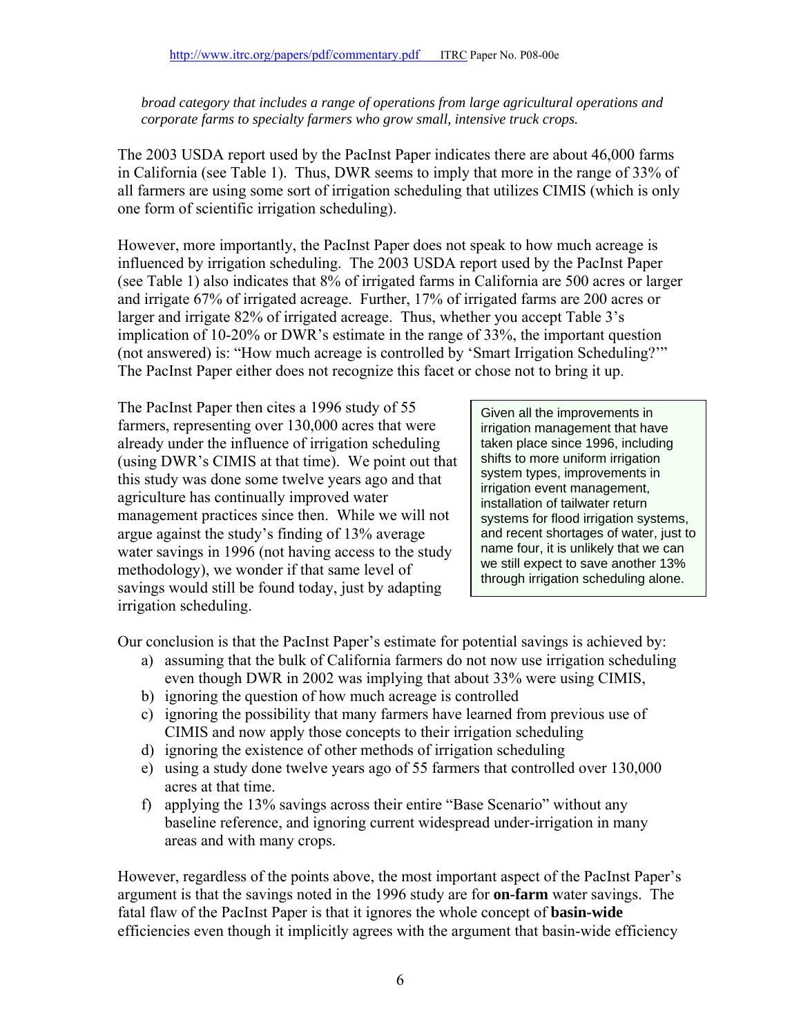*broad category that includes a range of operations from large agricultural operations and corporate farms to specialty farmers who grow small, intensive truck crops.*

The 2003 USDA report used by the PacInst Paper indicates there are about 46,000 farms in California (see Table 1). Thus, DWR seems to imply that more in the range of 33% of all farmers are using some sort of irrigation scheduling that utilizes CIMIS (which is only one form of scientific irrigation scheduling).

However, more importantly, the PacInst Paper does not speak to how much acreage is influenced by irrigation scheduling. The 2003 USDA report used by the PacInst Paper (see Table 1) also indicates that 8% of irrigated farms in California are 500 acres or larger and irrigate 67% of irrigated acreage. Further, 17% of irrigated farms are 200 acres or larger and irrigate 82% of irrigated acreage. Thus, whether you accept Table 3's implication of 10-20% or DWR's estimate in the range of 33%, the important question (not answered) is: "How much acreage is controlled by 'Smart Irrigation Scheduling?'" The PacInst Paper either does not recognize this facet or chose not to bring it up.

The PacInst Paper then cites a 1996 study of 55 farmers, representing over 130,000 acres that were already under the influence of irrigation scheduling (using DWR's CIMIS at that time). We point out that this study was done some twelve years ago and that agriculture has continually improved water management practices since then. While we will not argue against the study's finding of 13% average water savings in 1996 (not having access to the study methodology), we wonder if that same level of savings would still be found today, just by adapting irrigation scheduling.

> Given all the improvements in irrigation management that have taken place since 1996, including shifts to more uniform irrigation system types, improvements in irrigation event management, installation of tailwater return systems for flood irrigation systems, and recent shortages of water, just to name four, it is unlikely that we can we still expect to save another 13% through irrigation scheduling alone.

Our conclusion is that the PacInst Paper's estimate for potential savings is achieved by:

a) assuming that the bulk of California farmers do not now use irrigation scheduling even though DWR in 2002 was implying that about 33% were using CIMIS,
b) ignoring the question of how much acreage is controlled
c) ignoring the possibility that many farmers have learned from previous use of CIMIS and now apply those concepts to their irrigation scheduling
d) ignoring the existence of other methods of irrigation scheduling
e) using a study done twelve years ago of 55 farmers that controlled over 130,000 acres at that time.
f) applying the 13% savings across their entire "Base Scenario" without any baseline reference, and ignoring current widespread under-irrigation in many areas and with many crops.

However, regardless of the points above, the most important aspect of the PacInst Paper's argument is that the savings noted in the 1996 study are for **on-farm** water savings. The fatal flaw of the PacInst Paper is that it ignores the whole concept of **basin-wide** efficiencies even though it implicitly agrees with the argument that basin-wide efficiency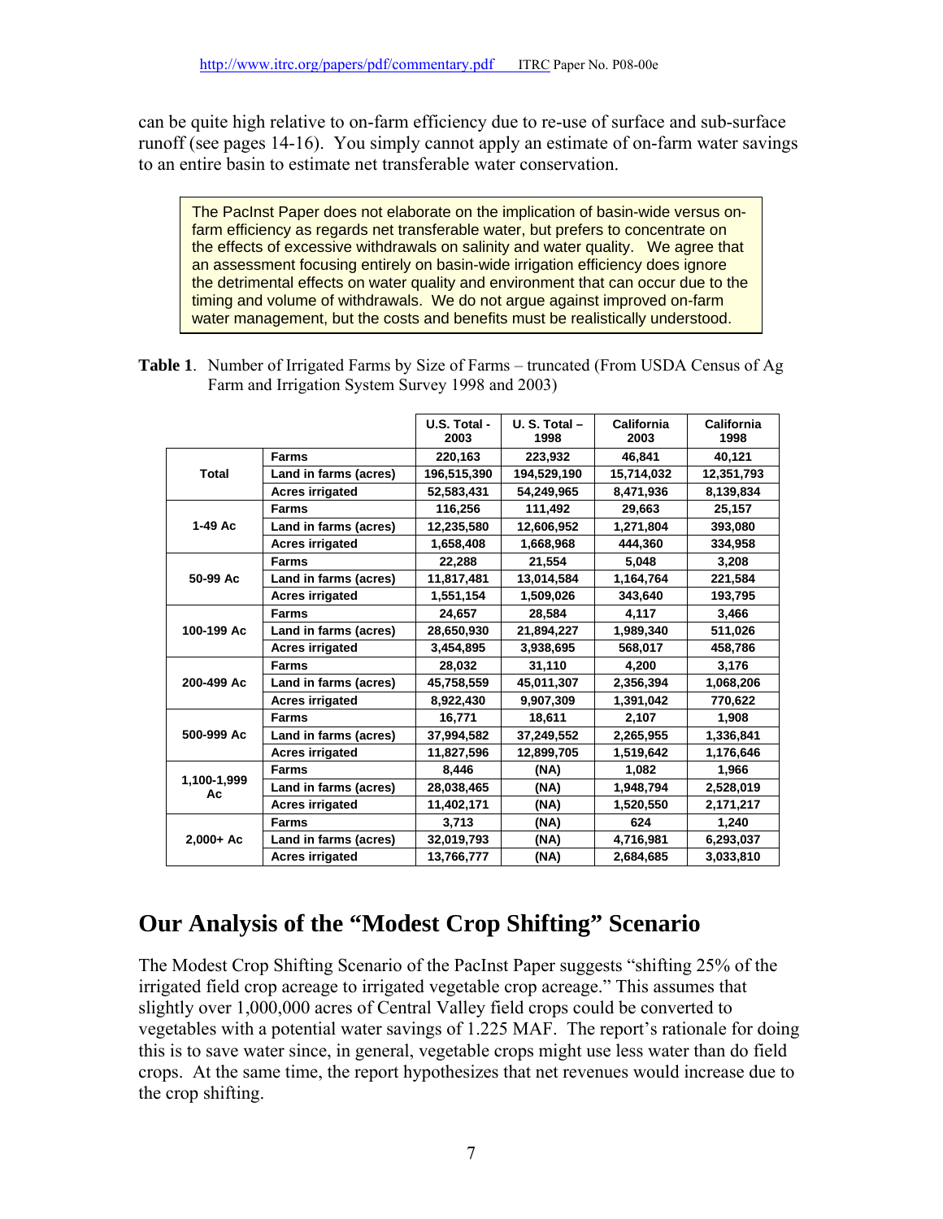can be quite high relative to on-farm efficiency due to re-use of surface and sub-surface runoff (see pages 14-16). You simply cannot apply an estimate of on-farm water savings to an entire basin to estimate net transferable water conservation.

> The PacInst Paper does not elaborate on the implication of basin-wide versus on-farm efficiency as regards net transferable water, but prefers to concentrate on the effects of excessive withdrawals on salinity and water quality. We agree that an assessment focusing entirely on basin-wide irrigation efficiency does ignore the detrimental effects on water quality and environment that can occur due to the timing and volume of withdrawals. We do not argue against improved on-farm water management, but the costs and benefits must be realistically understood.

**Table 1**. Number of Irrigated Farms by Size of Farms – truncated (From USDA Census of Ag Farm and Irrigation System Survey 1998 and 2003)

| | | U.S. Total - 2003 | U. S. Total – 1998 | California 2003 | California 1998 |
|---|---|---|---|---|---|
| **Total** | Farms | 220,163 | 223,932 | 46,841 | 40,121 |
| | Land in farms (acres) | 196,515,390 | 194,529,190 | 15,714,032 | 12,351,793 |
| | Acres irrigated | 52,583,431 | 54,249,965 | 8,471,936 | 8,139,834 |
| **1-49 Ac** | Farms | 116,256 | 111,492 | 29,663 | 25,157 |
| | Land in farms (acres) | 12,235,580 | 12,606,952 | 1,271,804 | 393,080 |
| | Acres irrigated | 1,658,408 | 1,668,968 | 444,360 | 334,958 |
| **50-99 Ac** | Farms | 22,288 | 21,554 | 5,048 | 3,208 |
| | Land in farms (acres) | 11,817,481 | 13,014,584 | 1,164,764 | 221,584 |
| | Acres irrigated | 1,551,154 | 1,509,026 | 343,640 | 193,795 |
| **100-199 Ac** | Farms | 24,657 | 28,584 | 4,117 | 3,466 |
| | Land in farms (acres) | 28,650,930 | 21,894,227 | 1,989,340 | 511,026 |
| | Acres irrigated | 3,454,895 | 3,938,695 | 568,017 | 458,786 |
| **200-499 Ac** | Farms | 28,032 | 31,110 | 4,200 | 3,176 |
| | Land in farms (acres) | 45,758,559 | 45,011,307 | 2,356,394 | 1,068,206 |
| | Acres irrigated | 8,922,430 | 9,907,309 | 1,391,042 | 770,622 |
| **500-999 Ac** | Farms | 16,771 | 18,611 | 2,107 | 1,908 |
| | Land in farms (acres) | 37,994,582 | 37,249,552 | 2,265,955 | 1,336,841 |
| | Acres irrigated | 11,827,596 | 12,899,705 | 1,519,642 | 1,176,646 |
| **1,100-1,999 Ac** | Farms | 8,446 | (NA) | 1,082 | 1,966 |
| | Land in farms (acres) | 28,038,465 | (NA) | 1,948,794 | 2,528,019 |
| | Acres irrigated | 11,402,171 | (NA) | 1,520,550 | 2,171,217 |
| **2,000+ Ac** | Farms | 3,713 | (NA) | 624 | 1,240 |
| | Land in farms (acres) | 32,019,793 | (NA) | 4,716,981 | 6,293,037 |
| | Acres irrigated | 13,766,777 | (NA) | 2,684,685 | 3,033,810 |

# Our Analysis of the "Modest Crop Shifting" Scenario

The Modest Crop Shifting Scenario of the PacInst Paper suggests "shifting 25% of the irrigated field crop acreage to irrigated vegetable crop acreage." This assumes that slightly over 1,000,000 acres of Central Valley field crops could be converted to vegetables with a potential water savings of 1.225 MAF. The report's rationale for doing this is to save water since, in general, vegetable crops might use less water than do field crops. At the same time, the report hypothesizes that net revenues would increase due to the crop shifting.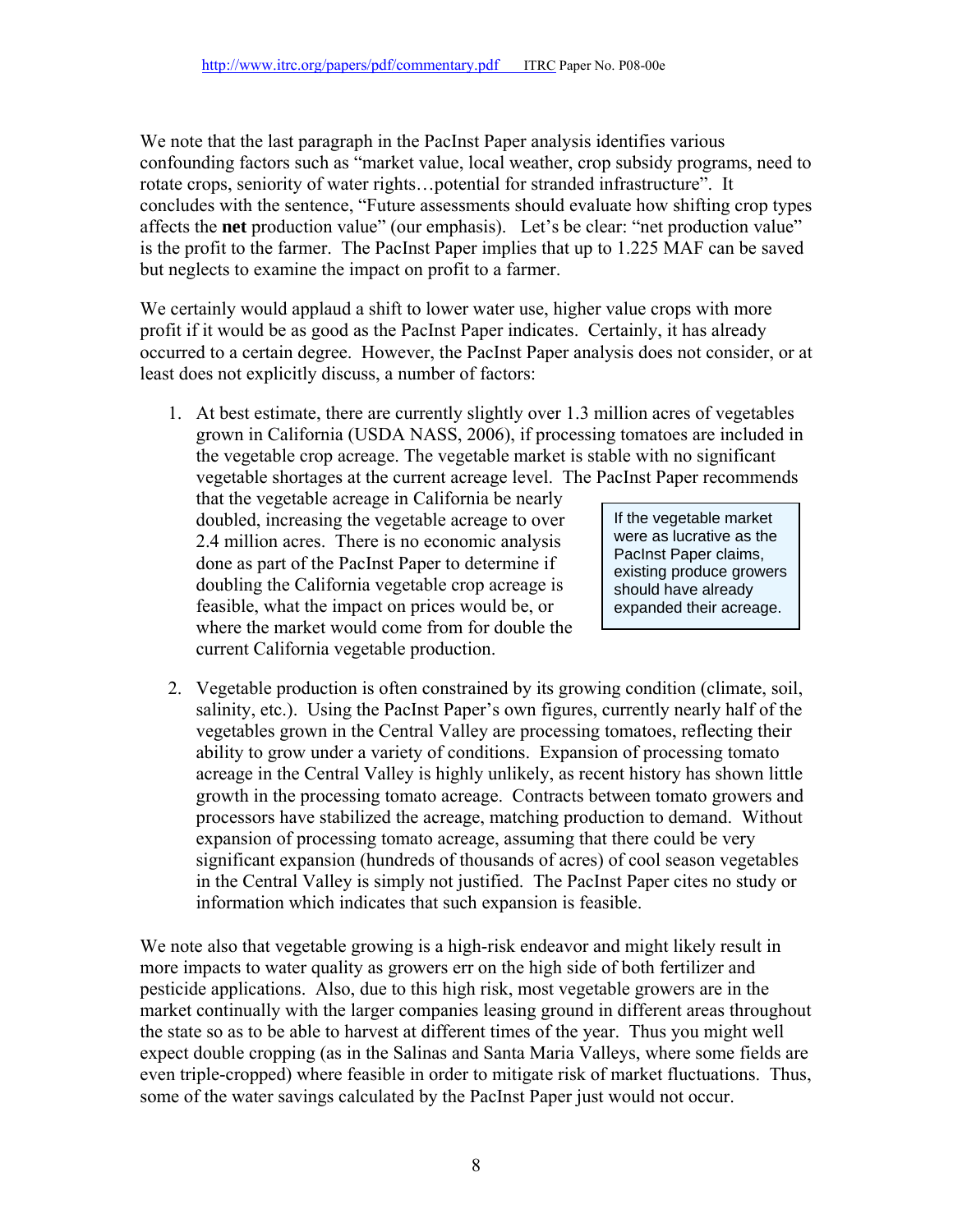We note that the last paragraph in the PacInst Paper analysis identifies various confounding factors such as "market value, local weather, crop subsidy programs, need to rotate crops, seniority of water rights…potential for stranded infrastructure". It concludes with the sentence, "Future assessments should evaluate how shifting crop types affects the **net** production value" (our emphasis). Let's be clear: "net production value" is the profit to the farmer. The PacInst Paper implies that up to 1.225 MAF can be saved but neglects to examine the impact on profit to a farmer.

We certainly would applaud a shift to lower water use, higher value crops with more profit if it would be as good as the PacInst Paper indicates. Certainly, it has already occurred to a certain degree. However, the PacInst Paper analysis does not consider, or at least does not explicitly discuss, a number of factors:

1. At best estimate, there are currently slightly over 1.3 million acres of vegetables grown in California (USDA NASS, 2006), if processing tomatoes are included in the vegetable crop acreage. The vegetable market is stable with no significant vegetable shortages at the current acreage level. The PacInst Paper recommends that the vegetable acreage in California be nearly doubled, increasing the vegetable acreage to over 2.4 million acres. There is no economic analysis done as part of the PacInst Paper to determine if doubling the California vegetable crop acreage is feasible, what the impact on prices would be, or where the market would come from for double the current California vegetable production.

> If the vegetable market were as lucrative as the PacInst Paper claims, existing produce growers should have already expanded their acreage.

2. Vegetable production is often constrained by its growing condition (climate, soil, salinity, etc.). Using the PacInst Paper's own figures, currently nearly half of the vegetables grown in the Central Valley are processing tomatoes, reflecting their ability to grow under a variety of conditions. Expansion of processing tomato acreage in the Central Valley is highly unlikely, as recent history has shown little growth in the processing tomato acreage. Contracts between tomato growers and processors have stabilized the acreage, matching production to demand. Without expansion of processing tomato acreage, assuming that there could be very significant expansion (hundreds of thousands of acres) of cool season vegetables in the Central Valley is simply not justified. The PacInst Paper cites no study or information which indicates that such expansion is feasible.

We note also that vegetable growing is a high-risk endeavor and might likely result in more impacts to water quality as growers err on the high side of both fertilizer and pesticide applications. Also, due to this high risk, most vegetable growers are in the market continually with the larger companies leasing ground in different areas throughout the state so as to be able to harvest at different times of the year. Thus you might well expect double cropping (as in the Salinas and Santa Maria Valleys, where some fields are even triple-cropped) where feasible in order to mitigate risk of market fluctuations. Thus, some of the water savings calculated by the PacInst Paper just would not occur.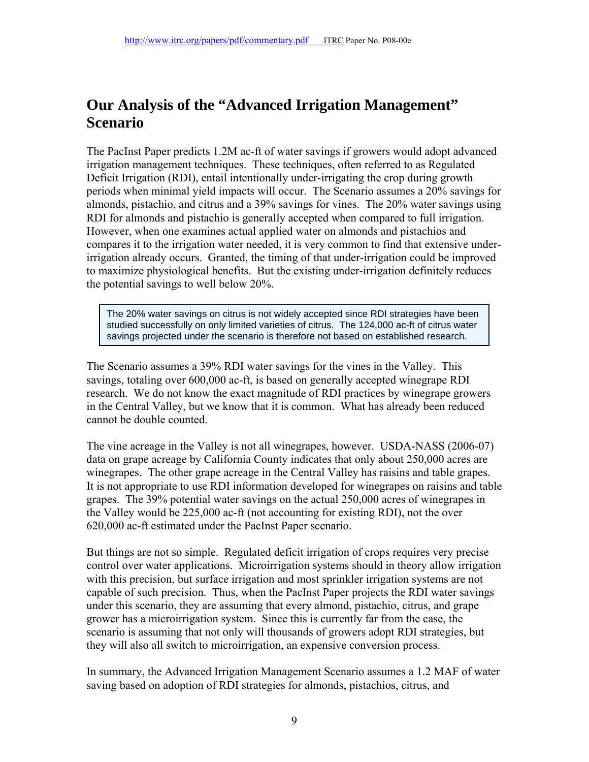## Our Analysis of the "Advanced Irrigation Management" Scenario

The PacInst Paper predicts 1.2M ac-ft of water savings if growers would adopt advanced irrigation management techniques. These techniques, often referred to as Regulated Deficit Irrigation (RDI), entail intentionally under-irrigating the crop during growth periods when minimal yield impacts will occur. The Scenario assumes a 20% savings for almonds, pistachio, and citrus and a 39% savings for vines. The 20% water savings using RDI for almonds and pistachio is generally accepted when compared to full irrigation. However, when one examines actual applied water on almonds and pistachios and compares it to the irrigation water needed, it is very common to find that extensive under-irrigation already occurs. Granted, the timing of that under-irrigation could be improved to maximize physiological benefits. But the existing under-irrigation definitely reduces the potential savings to well below 20%.

> The 20% water savings on citrus is not widely accepted since RDI strategies have been studied successfully on only limited varieties of citrus. The 124,000 ac-ft of citrus water savings projected under the scenario is therefore not based on established research.

The Scenario assumes a 39% RDI water savings for the vines in the Valley. This savings, totaling over 600,000 ac-ft, is based on generally accepted winegrape RDI research. We do not know the exact magnitude of RDI practices by winegrape growers in the Central Valley, but we know that it is common. What has already been reduced cannot be double counted.

The vine acreage in the Valley is not all winegrapes, however. USDA-NASS (2006-07) data on grape acreage by California County indicates that only about 250,000 acres are winegrapes. The other grape acreage in the Central Valley has raisins and table grapes. It is not appropriate to use RDI information developed for winegrapes on raisins and table grapes. The 39% potential water savings on the actual 250,000 acres of winegrapes in the Valley would be 225,000 ac-ft (not accounting for existing RDI), not the over 620,000 ac-ft estimated under the PacInst Paper scenario.

But things are not so simple. Regulated deficit irrigation of crops requires very precise control over water applications. Microirrigation systems should in theory allow irrigation with this precision, but surface irrigation and most sprinkler irrigation systems are not capable of such precision. Thus, when the PacInst Paper projects the RDI water savings under this scenario, they are assuming that every almond, pistachio, citrus, and grape grower has a microirrigation system. Since this is currently far from the case, the scenario is assuming that not only will thousands of growers adopt RDI strategies, but they will also all switch to microirrigation, an expensive conversion process.

In summary, the Advanced Irrigation Management Scenario assumes a 1.2 MAF of water saving based on adoption of RDI strategies for almonds, pistachios, citrus, and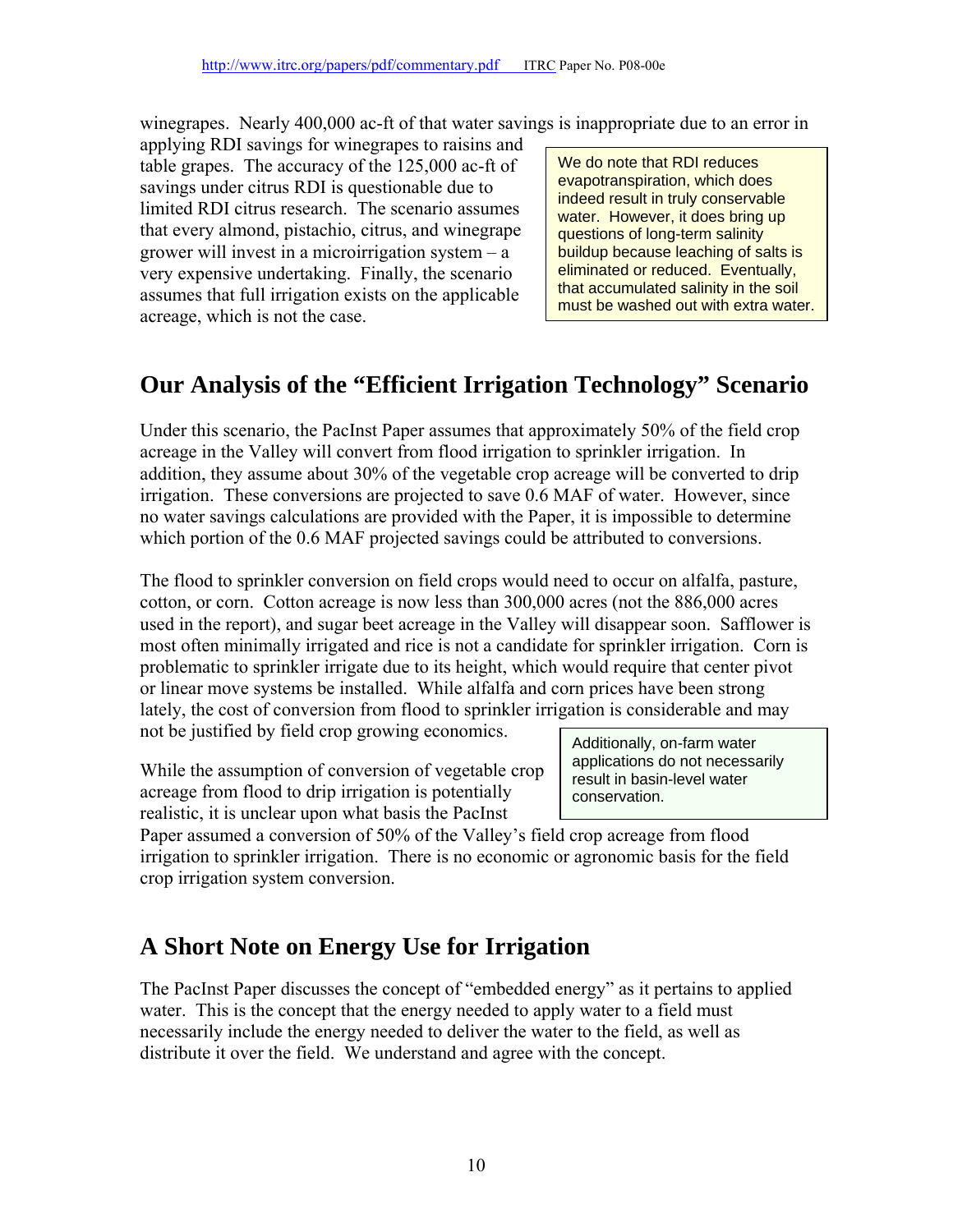winegrapes. Nearly 400,000 ac-ft of that water savings is inappropriate due to an error in applying RDI savings for winegrapes to raisins and table grapes. The accuracy of the 125,000 ac-ft of savings under citrus RDI is questionable due to limited RDI citrus research. The scenario assumes that every almond, pistachio, citrus, and winegrape grower will invest in a microirrigation system – a very expensive undertaking. Finally, the scenario assumes that full irrigation exists on the applicable acreage, which is not the case.

> We do note that RDI reduces evapotranspiration, which does indeed result in truly conservable water. However, it does bring up questions of long-term salinity buildup because leaching of salts is eliminated or reduced. Eventually, that accumulated salinity in the soil must be washed out with extra water.

## Our Analysis of the "Efficient Irrigation Technology" Scenario

Under this scenario, the PacInst Paper assumes that approximately 50% of the field crop acreage in the Valley will convert from flood irrigation to sprinkler irrigation. In addition, they assume about 30% of the vegetable crop acreage will be converted to drip irrigation. These conversions are projected to save 0.6 MAF of water. However, since no water savings calculations are provided with the Paper, it is impossible to determine which portion of the 0.6 MAF projected savings could be attributed to conversions.

The flood to sprinkler conversion on field crops would need to occur on alfalfa, pasture, cotton, or corn. Cotton acreage is now less than 300,000 acres (not the 886,000 acres used in the report), and sugar beet acreage in the Valley will disappear soon. Safflower is most often minimally irrigated and rice is not a candidate for sprinkler irrigation. Corn is problematic to sprinkler irrigate due to its height, which would require that center pivot or linear move systems be installed. While alfalfa and corn prices have been strong lately, the cost of conversion from flood to sprinkler irrigation is considerable and may not be justified by field crop growing economics.

While the assumption of conversion of vegetable crop acreage from flood to drip irrigation is potentially realistic, it is unclear upon what basis the PacInst Paper assumed a conversion of 50% of the Valley's field crop acreage from flood irrigation to sprinkler irrigation. There is no economic or agronomic basis for the field crop irrigation system conversion.

> Additionally, on-farm water applications do not necessarily result in basin-level water conservation.

## A Short Note on Energy Use for Irrigation

The PacInst Paper discusses the concept of "embedded energy" as it pertains to applied water. This is the concept that the energy needed to apply water to a field must necessarily include the energy needed to deliver the water to the field, as well as distribute it over the field. We understand and agree with the concept.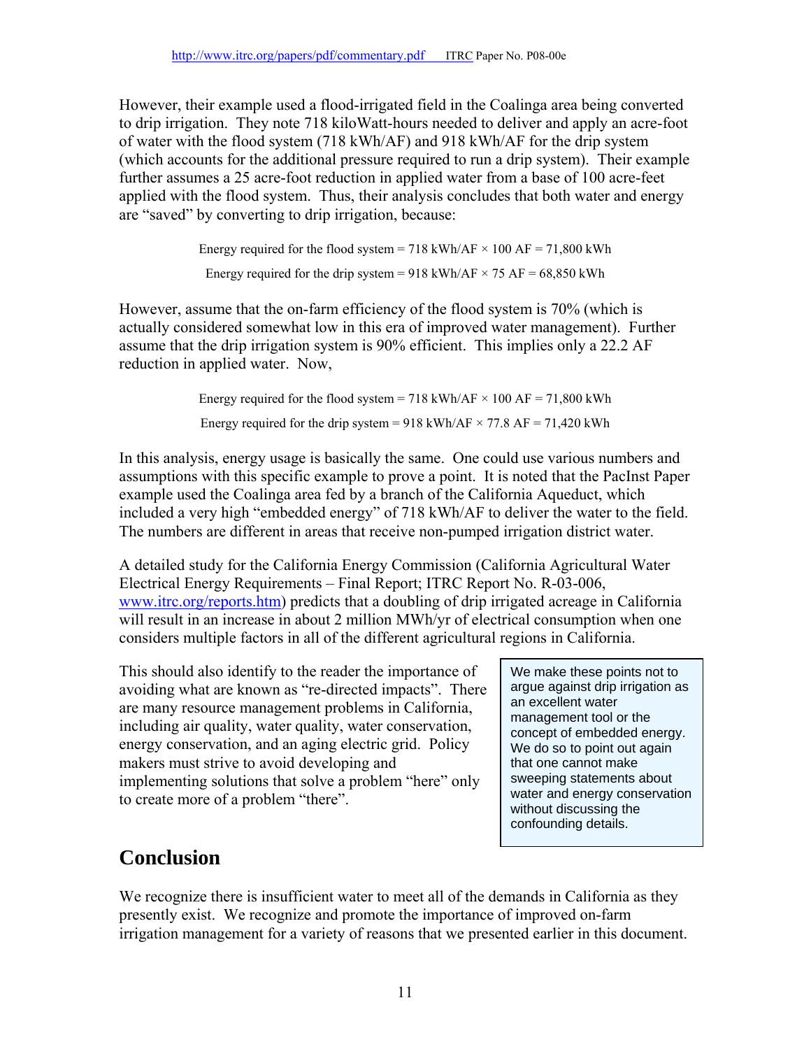However, their example used a flood-irrigated field in the Coalinga area being converted to drip irrigation. They note 718 kiloWatt-hours needed to deliver and apply an acre-foot of water with the flood system (718 kWh/AF) and 918 kWh/AF for the drip system (which accounts for the additional pressure required to run a drip system). Their example further assumes a 25 acre-foot reduction in applied water from a base of 100 acre-feet applied with the flood system. Thus, their analysis concludes that both water and energy are "saved" by converting to drip irrigation, because:

$$\text{Energy required for the flood system} = 718 \text{ kWh/AF} \times 100 \text{ AF} = 71{,}800 \text{ kWh}$$

$$\text{Energy required for the drip system} = 918 \text{ kWh/AF} \times 75 \text{ AF} = 68{,}850 \text{ kWh}$$

However, assume that the on-farm efficiency of the flood system is 70% (which is actually considered somewhat low in this era of improved water management). Further assume that the drip irrigation system is 90% efficient. This implies only a 22.2 AF reduction in applied water. Now,

$$\text{Energy required for the flood system} = 718 \text{ kWh/AF} \times 100 \text{ AF} = 71{,}800 \text{ kWh}$$

$$\text{Energy required for the drip system} = 918 \text{ kWh/AF} \times 77.8 \text{ AF} = 71{,}420 \text{ kWh}$$

In this analysis, energy usage is basically the same. One could use various numbers and assumptions with this specific example to prove a point. It is noted that the PacInst Paper example used the Coalinga area fed by a branch of the California Aqueduct, which included a very high "embedded energy" of 718 kWh/AF to deliver the water to the field. The numbers are different in areas that receive non-pumped irrigation district water.

A detailed study for the California Energy Commission (California Agricultural Water Electrical Energy Requirements – Final Report; ITRC Report No. R-03-006, www.itrc.org/reports.htm) predicts that a doubling of drip irrigated acreage in California will result in an increase in about 2 million MWh/yr of electrical consumption when one considers multiple factors in all of the different agricultural regions in California.

This should also identify to the reader the importance of avoiding what are known as "re-directed impacts". There are many resource management problems in California, including air quality, water quality, water conservation, energy conservation, and an aging electric grid. Policy makers must strive to avoid developing and implementing solutions that solve a problem "here" only to create more of a problem "there".

> We make these points not to argue against drip irrigation as an excellent water management tool or the concept of embedded energy. We do so to point out again that one cannot make sweeping statements about water and energy conservation without discussing the confounding details.

## Conclusion

We recognize there is insufficient water to meet all of the demands in California as they presently exist. We recognize and promote the importance of improved on-farm irrigation management for a variety of reasons that we presented earlier in this document.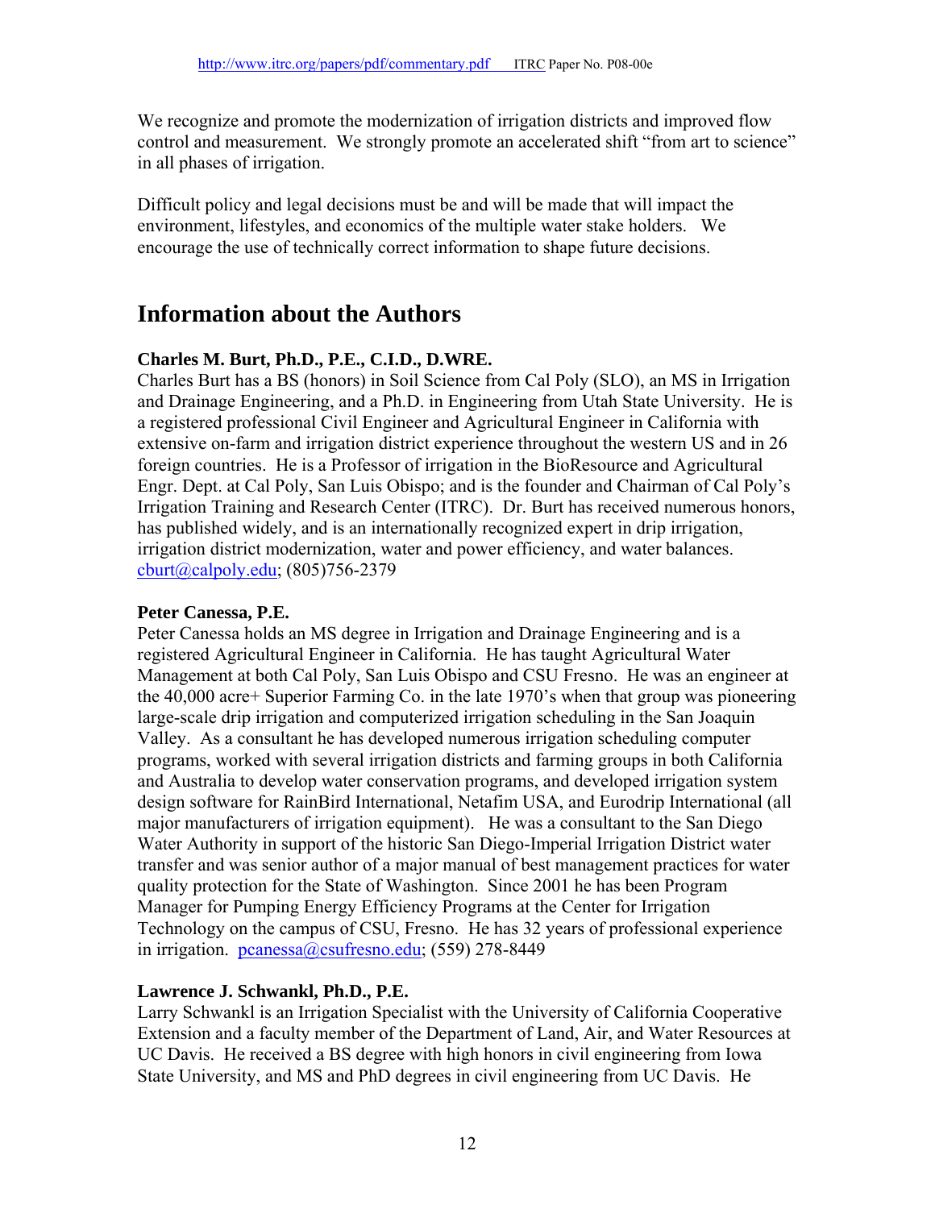We recognize and promote the modernization of irrigation districts and improved flow control and measurement. We strongly promote an accelerated shift "from art to science" in all phases of irrigation.

Difficult policy and legal decisions must be and will be made that will impact the environment, lifestyles, and economics of the multiple water stake holders. We encourage the use of technically correct information to shape future decisions.

# Information about the Authors

**Charles M. Burt, Ph.D., P.E., C.I.D., D.WRE.**
Charles Burt has a BS (honors) in Soil Science from Cal Poly (SLO), an MS in Irrigation and Drainage Engineering, and a Ph.D. in Engineering from Utah State University. He is a registered professional Civil Engineer and Agricultural Engineer in California with extensive on-farm and irrigation district experience throughout the western US and in 26 foreign countries. He is a Professor of irrigation in the BioResource and Agricultural Engr. Dept. at Cal Poly, San Luis Obispo; and is the founder and Chairman of Cal Poly's Irrigation Training and Research Center (ITRC). Dr. Burt has received numerous honors, has published widely, and is an internationally recognized expert in drip irrigation, irrigation district modernization, water and power efficiency, and water balances. cburt@calpoly.edu; (805)756-2379

**Peter Canessa, P.E.**
Peter Canessa holds an MS degree in Irrigation and Drainage Engineering and is a registered Agricultural Engineer in California. He has taught Agricultural Water Management at both Cal Poly, San Luis Obispo and CSU Fresno. He was an engineer at the 40,000 acre+ Superior Farming Co. in the late 1970's when that group was pioneering large-scale drip irrigation and computerized irrigation scheduling in the San Joaquin Valley. As a consultant he has developed numerous irrigation scheduling computer programs, worked with several irrigation districts and farming groups in both California and Australia to develop water conservation programs, and developed irrigation system design software for RainBird International, Netafim USA, and Eurodrip International (all major manufacturers of irrigation equipment). He was a consultant to the San Diego Water Authority in support of the historic San Diego-Imperial Irrigation District water transfer and was senior author of a major manual of best management practices for water quality protection for the State of Washington. Since 2001 he has been Program Manager for Pumping Energy Efficiency Programs at the Center for Irrigation Technology on the campus of CSU, Fresno. He has 32 years of professional experience in irrigation. pcanessa@csufresno.edu; (559) 278-8449

**Lawrence J. Schwankl, Ph.D., P.E.**
Larry Schwankl is an Irrigation Specialist with the University of California Cooperative Extension and a faculty member of the Department of Land, Air, and Water Resources at UC Davis. He received a BS degree with high honors in civil engineering from Iowa State University, and MS and PhD degrees in civil engineering from UC Davis. He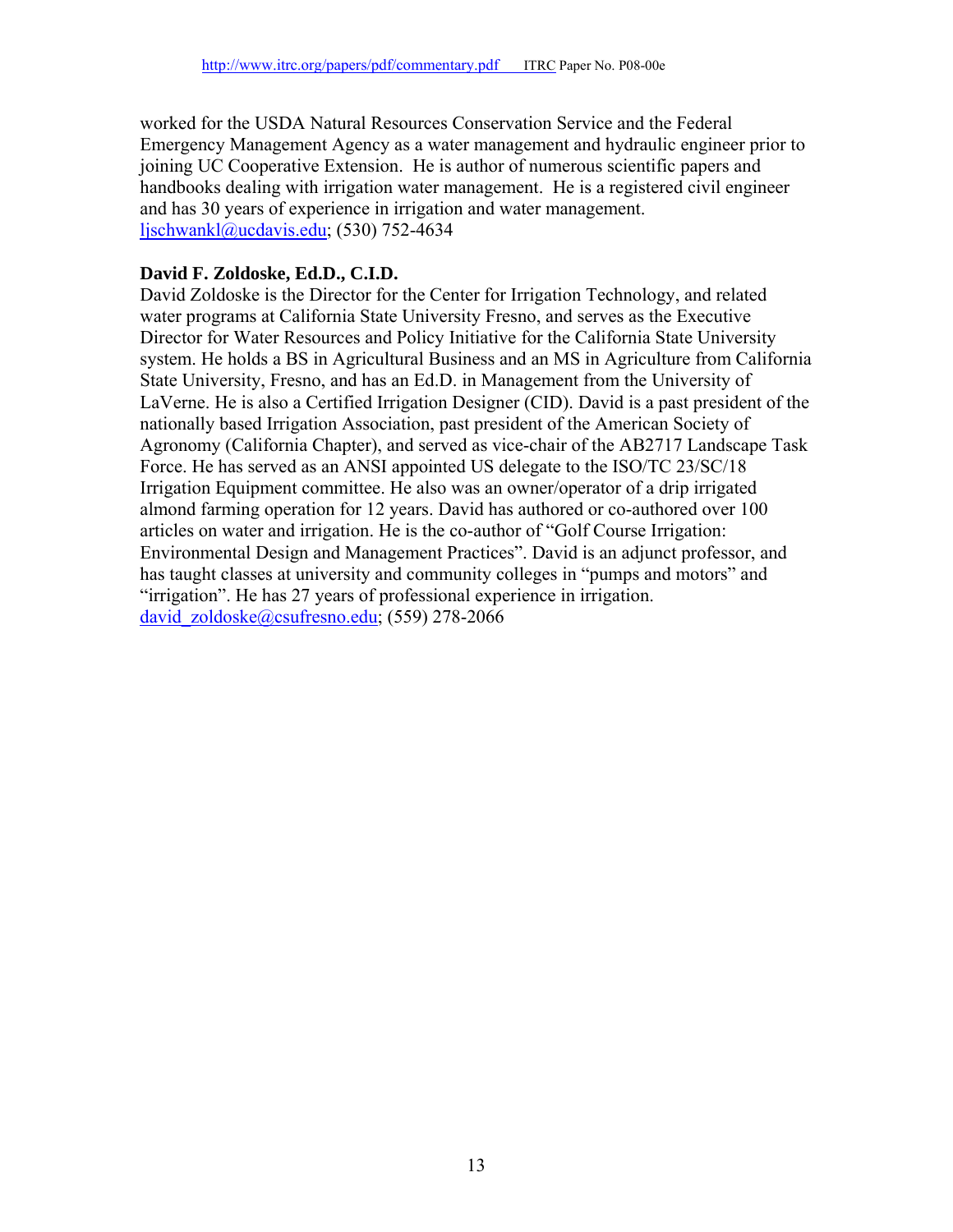worked for the USDA Natural Resources Conservation Service and the Federal Emergency Management Agency as a water management and hydraulic engineer prior to joining UC Cooperative Extension. He is author of numerous scientific papers and handbooks dealing with irrigation water management. He is a registered civil engineer and has 30 years of experience in irrigation and water management.
ljschwankl@ucdavis.edu; (530) 752-4634

**David F. Zoldoske, Ed.D., C.I.D.**
David Zoldoske is the Director for the Center for Irrigation Technology, and related water programs at California State University Fresno, and serves as the Executive Director for Water Resources and Policy Initiative for the California State University system. He holds a BS in Agricultural Business and an MS in Agriculture from California State University, Fresno, and has an Ed.D. in Management from the University of LaVerne. He is also a Certified Irrigation Designer (CID). David is a past president of the nationally based Irrigation Association, past president of the American Society of Agronomy (California Chapter), and served as vice-chair of the AB2717 Landscape Task Force. He has served as an ANSI appointed US delegate to the ISO/TC 23/SC/18 Irrigation Equipment committee. He also was an owner/operator of a drip irrigated almond farming operation for 12 years. David has authored or co-authored over 100 articles on water and irrigation. He is the co-author of "Golf Course Irrigation: Environmental Design and Management Practices". David is an adjunct professor, and has taught classes at university and community colleges in "pumps and motors" and "irrigation". He has 27 years of professional experience in irrigation.
david_zoldoske@csufresno.edu; (559) 278-2066